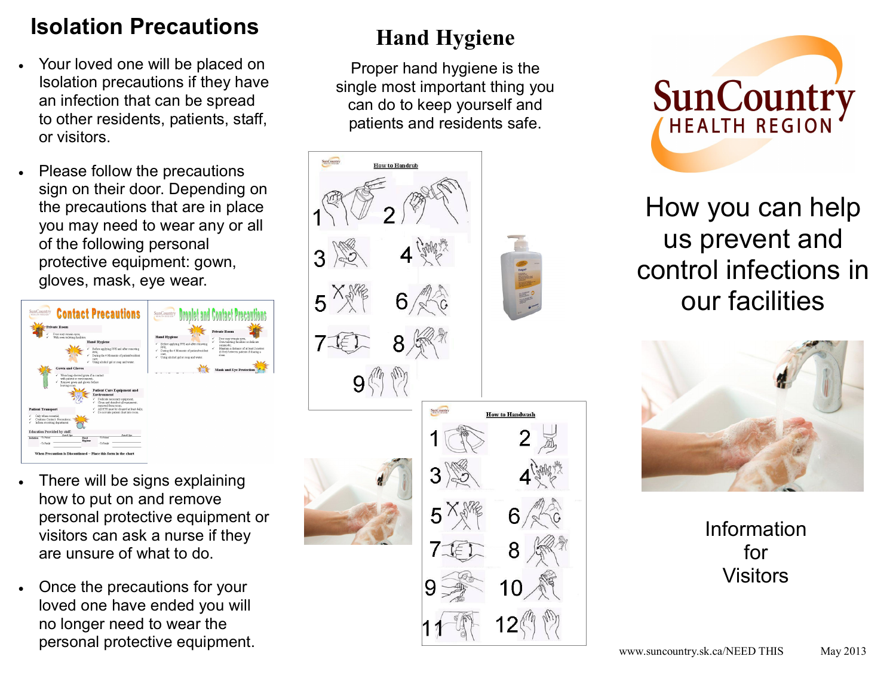# Isolation Precautions

- Your loved one will be placed on Isolation precautions if they have an infection that can be spread to other residents, patients, staff, or visitors.
- Please follow the precautions sign on their door. Depending on the precautions that are in place you may need to wear any or all of the following personal protective equipment: gown, gloves, mask, eye wear.
- There will be signs explaining how to put on and remove personal protective equipment or visitors can ask a nurse if they are unsure of what to do.
- Once the precautions for your loved one have ended you will no longer need to wear the personal protective equipment.

# Hand Hygiene

Proper hand hygiene is the single most important thing you can do to keep yourself and patients and residents safe.

SunCountry HEALTH REGION

# How you can help us prevent and control infections in our facilities

Information for Visitors

www.suncountry.sk.ca/NEED THIS May 2013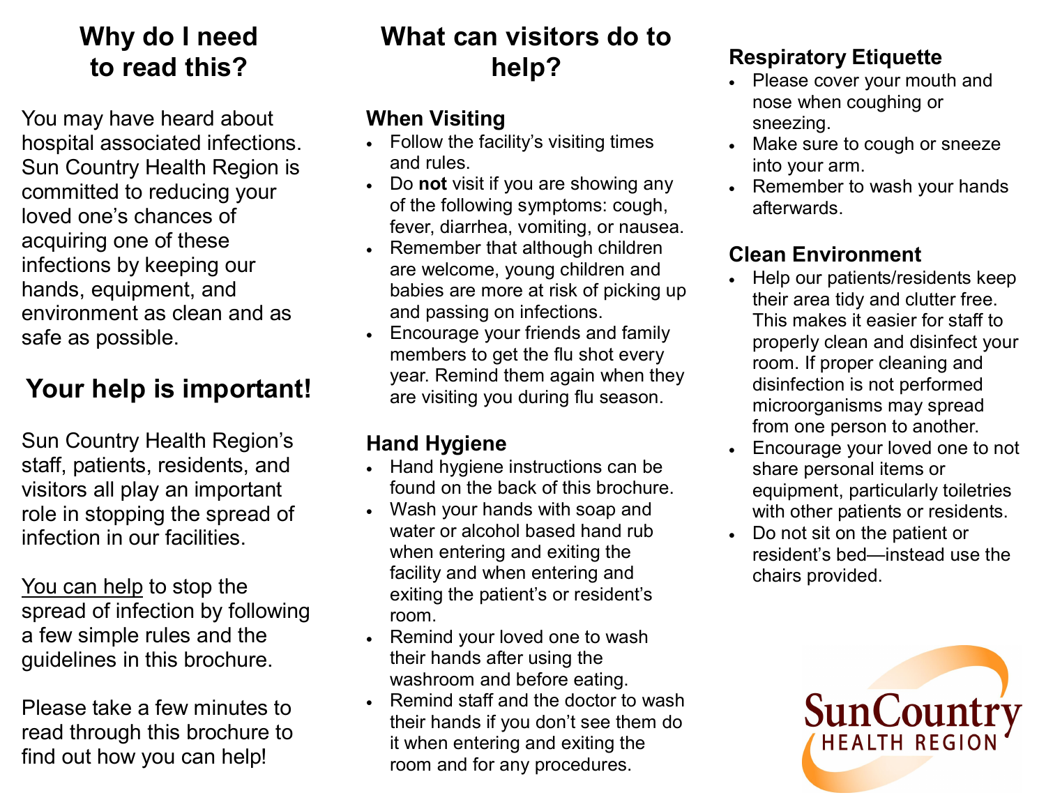## Why do I need to read this?

You may have heard about hospital associated infections. Sun Country Health Region is committed to reducing your loved one's chances of acquiring one of these infections by keeping our hands, equipment, and environment as clean and as safe as possible.

## Your help is important!

Sun Country Health Region's staff, patients, residents, and visitors all play an important role in stopping the spread of infection in our facilities.

You can help to stop the spread of infection by following a few simple rules and the guidelines in this brochure.

Please take a few minutes to read through this brochure to find out how you can help!

## What can visitors do to help?

### When Visiting

- Follow the facility's visiting times and rules.
- Do **not** visit if you are showing any of the following symptoms: cough, fever, diarrhea, vomiting, or nausea.
- Remember that although children are welcome, young children and babies are more at risk of picking up and passing on infections.
- Encourage your friends and family members to get the flu shot every year. Remind them again when they are visiting you during flu season.

### Hand Hygiene

- Hand hygiene instructions can be found on the back of this brochure.
- Wash your hands with soap and water or alcohol based hand rub when entering and exiting the facility and when entering and exiting the patient's or resident's room.
- Remind your loved one to wash their hands after using the washroom and before eating.
- Remind staff and the doctor to wash their hands if you don't see them do it when entering and exiting the room and for any procedures.

### Respiratory Etiquette

- Please cover your mouth and nose when coughing or sneezing.
- Make sure to cough or sneeze into your arm.
- Remember to wash your hands afterwards.

### Clean Environment

- Help our patients/residents keep their area tidy and clutter free. This makes it easier for staff to properly clean and disinfect your room. If proper cleaning and disinfection is not performed microorganisms may spread from one person to another.
- Encourage your loved one to not share personal items or equipment, particularly toiletries with other patients or residents.
- Do not sit on the patient or resident's bed—instead use the chairs provided.

SunCountry
HEALTH REGION